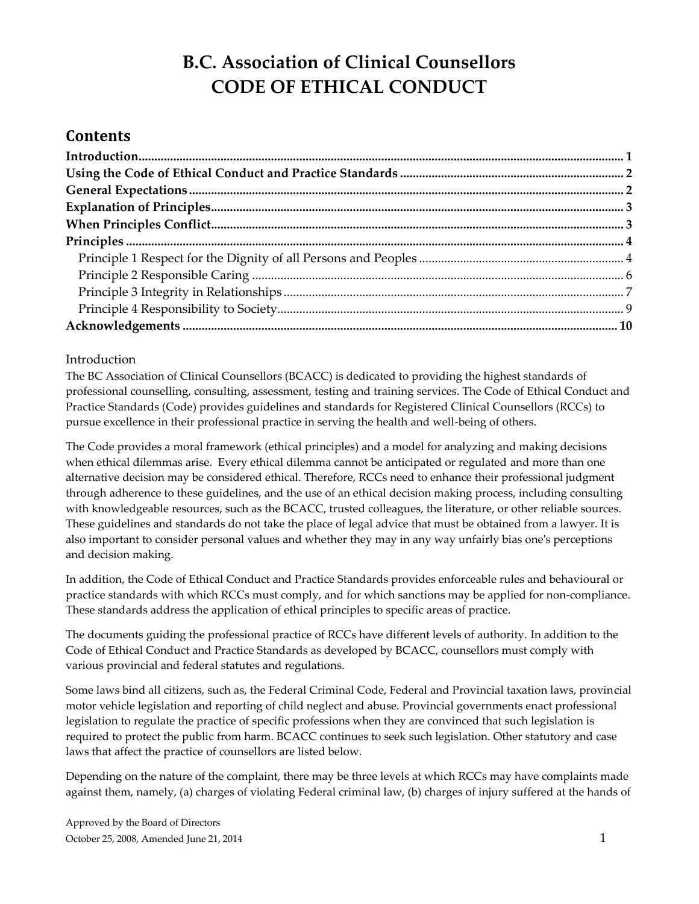# B.C. Association of Clinical Counsellors
# CODE OF ETHICAL CONDUCT

## Contents

**Introduction** ... 1
**Using the Code of Ethical Conduct and Practice Standards** ... 2
**General Expectations** ... 2
**Explanation of Principles** ... 3
**When Principles Conflict** ... 3
**Principles** ... 4
- Principle 1 Respect for the Dignity of all Persons and Peoples ... 4
- Principle 2 Responsible Caring ... 6
- Principle 3 Integrity in Relationships ... 7
- Principle 4 Responsibility to Society ... 9

**Acknowledgements** ... 10

### Introduction

The BC Association of Clinical Counsellors (BCACC) is dedicated to providing the highest standards of professional counselling, consulting, assessment, testing and training services. The Code of Ethical Conduct and Practice Standards (Code) provides guidelines and standards for Registered Clinical Counsellors (RCCs) to pursue excellence in their professional practice in serving the health and well-being of others.

The Code provides a moral framework (ethical principles) and a model for analyzing and making decisions when ethical dilemmas arise. Every ethical dilemma cannot be anticipated or regulated and more than one alternative decision may be considered ethical. Therefore, RCCs need to enhance their professional judgment through adherence to these guidelines, and the use of an ethical decision making process, including consulting with knowledgeable resources, such as the BCACC, trusted colleagues, the literature, or other reliable sources. These guidelines and standards do not take the place of legal advice that must be obtained from a lawyer. It is also important to consider personal values and whether they may in any way unfairly bias one's perceptions and decision making.

In addition, the Code of Ethical Conduct and Practice Standards provides enforceable rules and behavioural or practice standards with which RCCs must comply, and for which sanctions may be applied for non-compliance. These standards address the application of ethical principles to specific areas of practice.

The documents guiding the professional practice of RCCs have different levels of authority. In addition to the Code of Ethical Conduct and Practice Standards as developed by BCACC, counsellors must comply with various provincial and federal statutes and regulations.

Some laws bind all citizens, such as, the Federal Criminal Code, Federal and Provincial taxation laws, provincial motor vehicle legislation and reporting of child neglect and abuse. Provincial governments enact professional legislation to regulate the practice of specific professions when they are convinced that such legislation is required to protect the public from harm. BCACC continues to seek such legislation. Other statutory and case laws that affect the practice of counsellors are listed below.

Depending on the nature of the complaint, there may be three levels at which RCCs may have complaints made against them, namely, (a) charges of violating Federal criminal law, (b) charges of injury suffered at the hands of

Approved by the Board of Directors
October 25, 2008, Amended June 21, 2014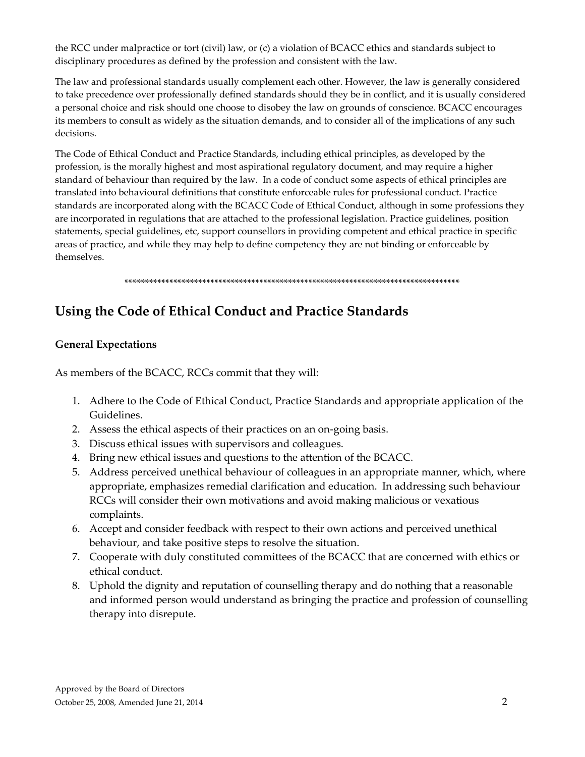the RCC under malpractice or tort (civil) law, or (c) a violation of BCACC ethics and standards subject to disciplinary procedures as defined by the profession and consistent with the law.

The law and professional standards usually complement each other. However, the law is generally considered to take precedence over professionally defined standards should they be in conflict, and it is usually considered a personal choice and risk should one choose to disobey the law on grounds of conscience. BCACC encourages its members to consult as widely as the situation demands, and to consider all of the implications of any such decisions.

The Code of Ethical Conduct and Practice Standards, including ethical principles, as developed by the profession, is the morally highest and most aspirational regulatory document, and may require a higher standard of behaviour than required by the law. In a code of conduct some aspects of ethical principles are translated into behavioural definitions that constitute enforceable rules for professional conduct. Practice standards are incorporated along with the BCACC Code of Ethical Conduct, although in some professions they are incorporated in regulations that are attached to the professional legislation. Practice guidelines, position statements, special guidelines, etc, support counsellors in providing competent and ethical practice in specific areas of practice, and while they may help to define competency they are not binding or enforceable by themselves.

\*\*\*\*\*\*\*\*\*\*\*\*\*\*\*\*\*\*\*\*\*\*\*\*\*\*\*\*\*\*\*\*\*\*\*\*\*\*\*\*\*\*\*\*\*\*\*\*\*\*\*\*\*\*\*\*\*\*\*\*\*\*\*\*\*\*\*\*\*\*\*\*\*\*\*\*\*\*\*\*\*\*\*

## Using the Code of Ethical Conduct and Practice Standards

### General Expectations

As members of the BCACC, RCCs commit that they will:

1. Adhere to the Code of Ethical Conduct, Practice Standards and appropriate application of the Guidelines.
2. Assess the ethical aspects of their practices on an on-going basis.
3. Discuss ethical issues with supervisors and colleagues.
4. Bring new ethical issues and questions to the attention of the BCACC.
5. Address perceived unethical behaviour of colleagues in an appropriate manner, which, where appropriate, emphasizes remedial clarification and education. In addressing such behaviour RCCs will consider their own motivations and avoid making malicious or vexatious complaints.
6. Accept and consider feedback with respect to their own actions and perceived unethical behaviour, and take positive steps to resolve the situation.
7. Cooperate with duly constituted committees of the BCACC that are concerned with ethics or ethical conduct.
8. Uphold the dignity and reputation of counselling therapy and do nothing that a reasonable and informed person would understand as bringing the practice and profession of counselling therapy into disrepute.

Approved by the Board of Directors
October 25, 2008, Amended June 21, 2014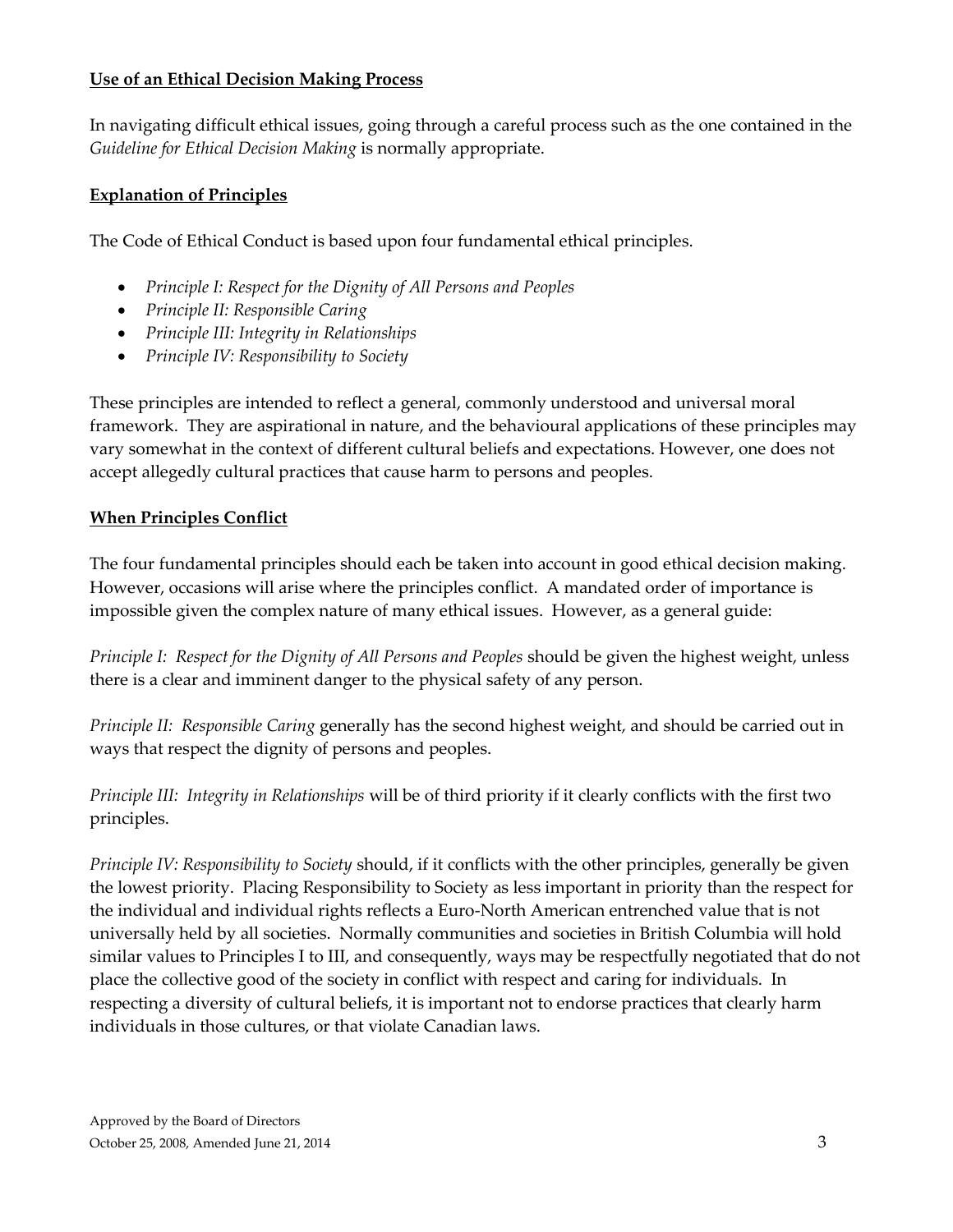**Use of an Ethical Decision Making Process**

In navigating difficult ethical issues, going through a careful process such as the one contained in the *Guideline for Ethical Decision Making* is normally appropriate.

**Explanation of Principles**

The Code of Ethical Conduct is based upon four fundamental ethical principles.

- *Principle I: Respect for the Dignity of All Persons and Peoples*
- *Principle II: Responsible Caring*
- *Principle III: Integrity in Relationships*
- *Principle IV: Responsibility to Society*

These principles are intended to reflect a general, commonly understood and universal moral framework. They are aspirational in nature, and the behavioural applications of these principles may vary somewhat in the context of different cultural beliefs and expectations. However, one does not accept allegedly cultural practices that cause harm to persons and peoples.

**When Principles Conflict**

The four fundamental principles should each be taken into account in good ethical decision making. However, occasions will arise where the principles conflict. A mandated order of importance is impossible given the complex nature of many ethical issues. However, as a general guide:

*Principle I: Respect for the Dignity of All Persons and Peoples* should be given the highest weight, unless there is a clear and imminent danger to the physical safety of any person.

*Principle II: Responsible Caring* generally has the second highest weight, and should be carried out in ways that respect the dignity of persons and peoples.

*Principle III: Integrity in Relationships* will be of third priority if it clearly conflicts with the first two principles.

*Principle IV: Responsibility to Society* should, if it conflicts with the other principles, generally be given the lowest priority. Placing Responsibility to Society as less important in priority than the respect for the individual and individual rights reflects a Euro-North American entrenched value that is not universally held by all societies. Normally communities and societies in British Columbia will hold similar values to Principles I to III, and consequently, ways may be respectfully negotiated that do not place the collective good of the society in conflict with respect and caring for individuals. In respecting a diversity of cultural beliefs, it is important not to endorse practices that clearly harm individuals in those cultures, or that violate Canadian laws.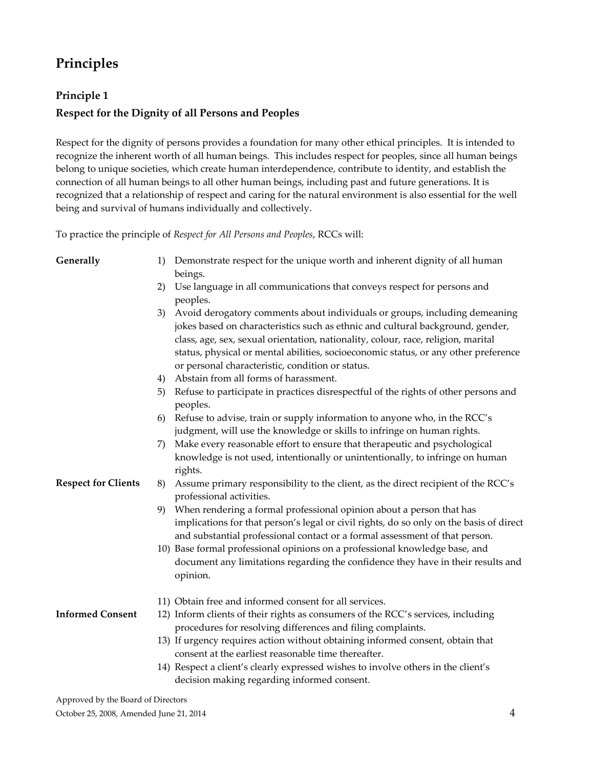# Principles

## Principle 1

### Respect for the Dignity of all Persons and Peoples

Respect for the dignity of persons provides a foundation for many other ethical principles. It is intended to recognize the inherent worth of all human beings. This includes respect for peoples, since all human beings belong to unique societies, which create human interdependence, contribute to identity, and establish the connection of all human beings to all other human beings, including past and future generations. It is recognized that a relationship of respect and caring for the natural environment is also essential for the well being and survival of humans individually and collectively.

To practice the principle of *Respect for All Persons and Peoples*, RCCs will:

**Generally**

1) Demonstrate respect for the unique worth and inherent dignity of all human beings.
2) Use language in all communications that conveys respect for persons and peoples.
3) Avoid derogatory comments about individuals or groups, including demeaning jokes based on characteristics such as ethnic and cultural background, gender, class, age, sex, sexual orientation, nationality, colour, race, religion, marital status, physical or mental abilities, socioeconomic status, or any other preference or personal characteristic, condition or status.
4) Abstain from all forms of harassment.
5) Refuse to participate in practices disrespectful of the rights of other persons and peoples.
6) Refuse to advise, train or supply information to anyone who, in the RCC's judgment, will use the knowledge or skills to infringe on human rights.
7) Make every reasonable effort to ensure that therapeutic and psychological knowledge is not used, intentionally or unintentionally, to infringe on human rights.

**Respect for Clients**

8) Assume primary responsibility to the client, as the direct recipient of the RCC's professional activities.
9) When rendering a formal professional opinion about a person that has implications for that person's legal or civil rights, do so only on the basis of direct and substantial professional contact or a formal assessment of that person.
10) Base formal professional opinions on a professional knowledge base, and document any limitations regarding the confidence they have in their results and opinion.

**Informed Consent**

11) Obtain free and informed consent for all services.
12) Inform clients of their rights as consumers of the RCC's services, including procedures for resolving differences and filing complaints.
13) If urgency requires action without obtaining informed consent, obtain that consent at the earliest reasonable time thereafter.
14) Respect a client's clearly expressed wishes to involve others in the client's decision making regarding informed consent.

Approved by the Board of Directors
October 25, 2008, Amended June 21, 2014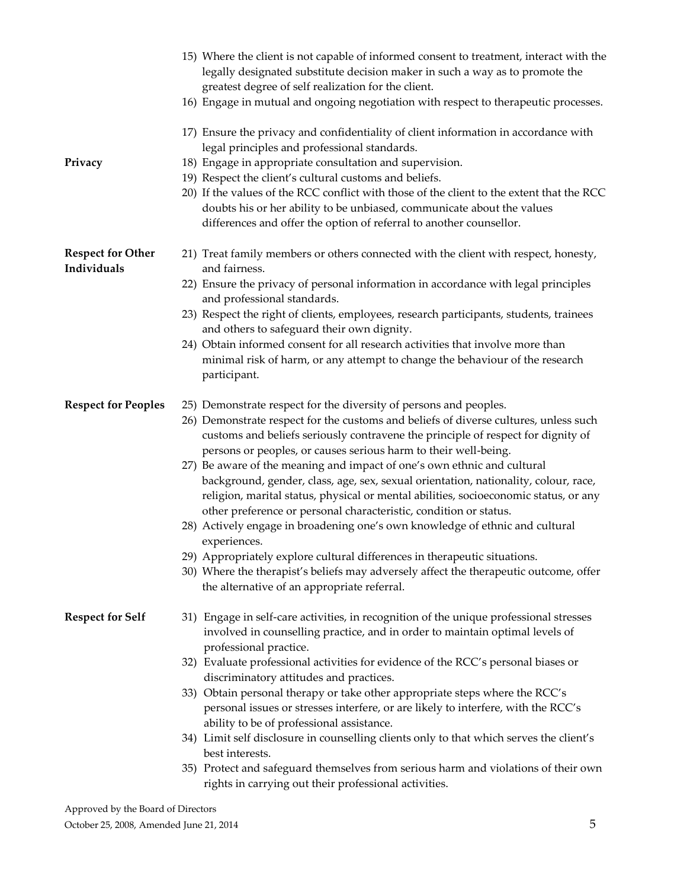15) Where the client is not capable of informed consent to treatment, interact with the legally designated substitute decision maker in such a way as to promote the greatest degree of self realization for the client.
16) Engage in mutual and ongoing negotiation with respect to therapeutic processes.

**Privacy**

17) Ensure the privacy and confidentiality of client information in accordance with legal principles and professional standards.
18) Engage in appropriate consultation and supervision.
19) Respect the client's cultural customs and beliefs.
20) If the values of the RCC conflict with those of the client to the extent that the RCC doubts his or her ability to be unbiased, communicate about the values differences and offer the option of referral to another counsellor.

**Respect for Other Individuals**

21) Treat family members or others connected with the client with respect, honesty, and fairness.
22) Ensure the privacy of personal information in accordance with legal principles and professional standards.
23) Respect the right of clients, employees, research participants, students, trainees and others to safeguard their own dignity.
24) Obtain informed consent for all research activities that involve more than minimal risk of harm, or any attempt to change the behaviour of the research participant.

**Respect for Peoples**

25) Demonstrate respect for the diversity of persons and peoples.
26) Demonstrate respect for the customs and beliefs of diverse cultures, unless such customs and beliefs seriously contravene the principle of respect for dignity of persons or peoples, or causes serious harm to their well-being.
27) Be aware of the meaning and impact of one's own ethnic and cultural background, gender, class, age, sex, sexual orientation, nationality, colour, race, religion, marital status, physical or mental abilities, socioeconomic status, or any other preference or personal characteristic, condition or status.
28) Actively engage in broadening one's own knowledge of ethnic and cultural experiences.
29) Appropriately explore cultural differences in therapeutic situations.
30) Where the therapist's beliefs may adversely affect the therapeutic outcome, offer the alternative of an appropriate referral.

**Respect for Self**

31) Engage in self-care activities, in recognition of the unique professional stresses involved in counselling practice, and in order to maintain optimal levels of professional practice.
32) Evaluate professional activities for evidence of the RCC's personal biases or discriminatory attitudes and practices.
33) Obtain personal therapy or take other appropriate steps where the RCC's personal issues or stresses interfere, or are likely to interfere, with the RCC's ability to be of professional assistance.
34) Limit self disclosure in counselling clients only to that which serves the client's best interests.
35) Protect and safeguard themselves from serious harm and violations of their own rights in carrying out their professional activities.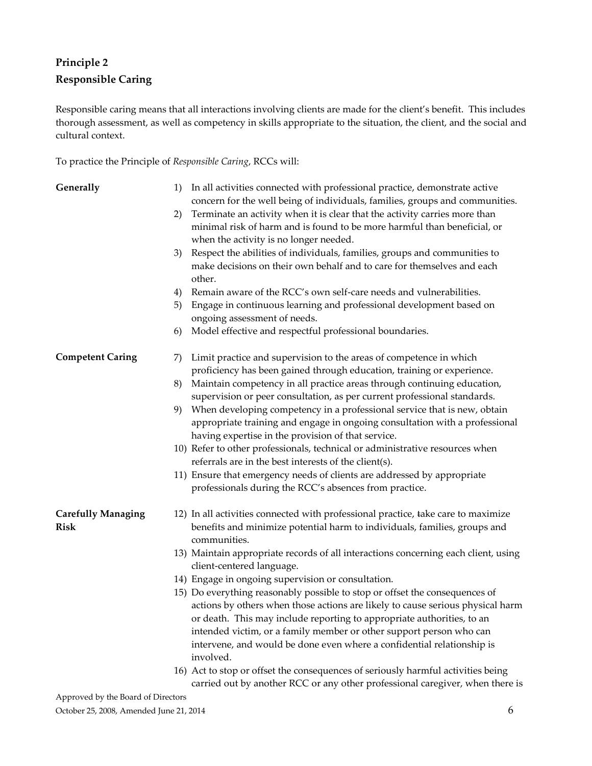## Principle 2
## Responsible Caring

Responsible caring means that all interactions involving clients are made for the client's benefit. This includes thorough assessment, as well as competency in skills appropriate to the situation, the client, and the social and cultural context.

To practice the Principle of *Responsible Caring*, RCCs will:

**Generally**

1) In all activities connected with professional practice, demonstrate active concern for the well being of individuals, families, groups and communities.
2) Terminate an activity when it is clear that the activity carries more than minimal risk of harm and is found to be more harmful than beneficial, or when the activity is no longer needed.
3) Respect the abilities of individuals, families, groups and communities to make decisions on their own behalf and to care for themselves and each other.
4) Remain aware of the RCC's own self-care needs and vulnerabilities.
5) Engage in continuous learning and professional development based on ongoing assessment of needs.
6) Model effective and respectful professional boundaries.

**Competent Caring**

7) Limit practice and supervision to the areas of competence in which proficiency has been gained through education, training or experience.
8) Maintain competency in all practice areas through continuing education, supervision or peer consultation, as per current professional standards.
9) When developing competency in a professional service that is new, obtain appropriate training and engage in ongoing consultation with a professional having expertise in the provision of that service.
10) Refer to other professionals, technical or administrative resources when referrals are in the best interests of the client(s).
11) Ensure that emergency needs of clients are addressed by appropriate professionals during the RCC's absences from practice.

**Carefully Managing Risk**

12) In all activities connected with professional practice, ~~t~~ake care to maximize benefits and minimize potential harm to individuals, families, groups and communities.
13) Maintain appropriate records of all interactions concerning each client, using client-centered language.
14) Engage in ongoing supervision or consultation.
15) Do everything reasonably possible to stop or offset the consequences of actions by others when those actions are likely to cause serious physical harm or death. This may include reporting to appropriate authorities, to an intended victim, or a family member or other support person who can intervene, and would be done even where a confidential relationship is involved.
16) Act to stop or offset the consequences of seriously harmful activities being carried out by another RCC or any other professional caregiver, when there is

Approved by the Board of Directors
October 25, 2008, Amended June 21, 2014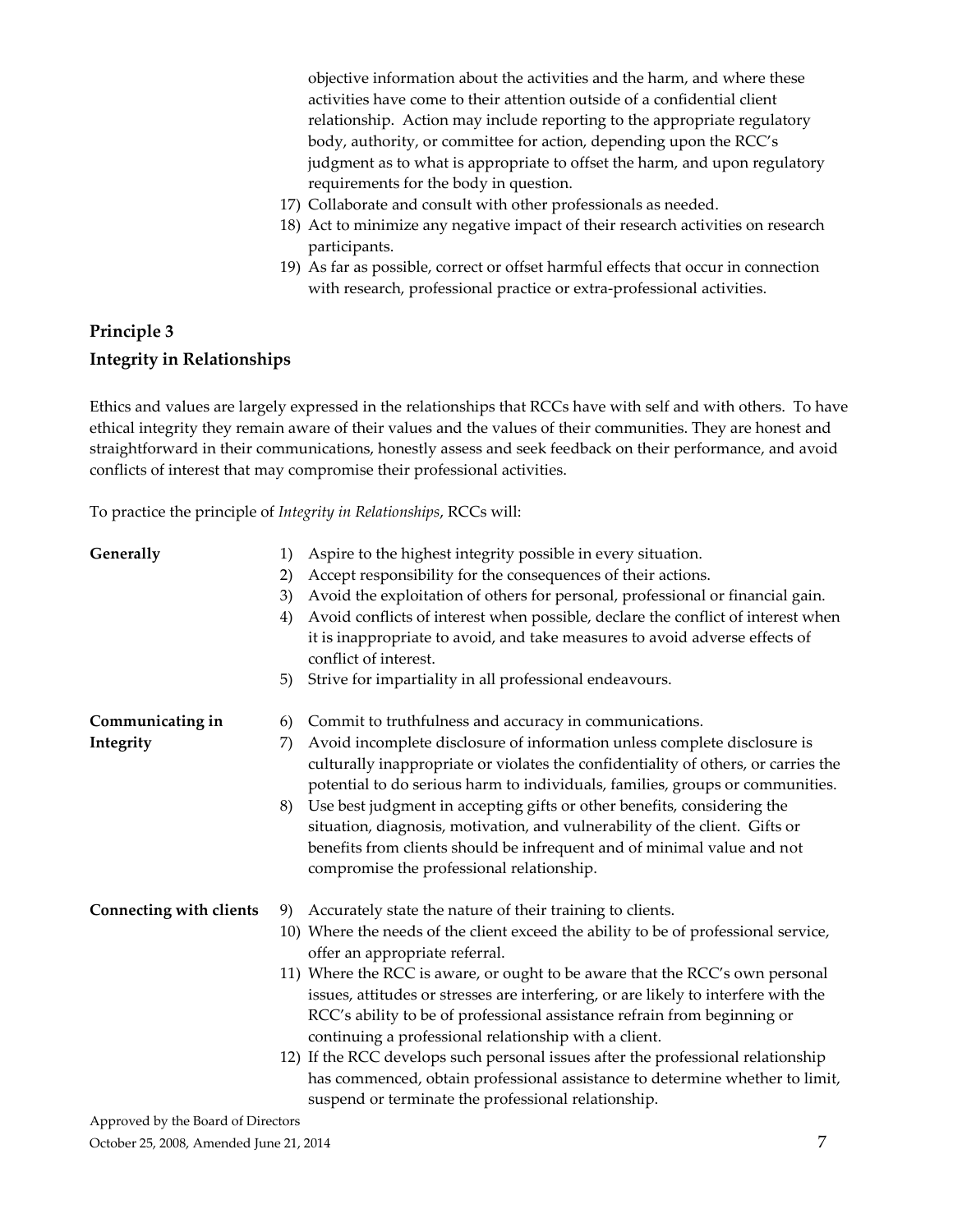objective information about the activities and the harm, and where these activities have come to their attention outside of a confidential client relationship. Action may include reporting to the appropriate regulatory body, authority, or committee for action, depending upon the RCC's judgment as to what is appropriate to offset the harm, and upon regulatory requirements for the body in question.

17) Collaborate and consult with other professionals as needed.
18) Act to minimize any negative impact of their research activities on research participants.
19) As far as possible, correct or offset harmful effects that occur in connection with research, professional practice or extra-professional activities.

## Principle 3

## Integrity in Relationships

Ethics and values are largely expressed in the relationships that RCCs have with self and with others. To have ethical integrity they remain aware of their values and the values of their communities. They are honest and straightforward in their communications, honestly assess and seek feedback on their performance, and avoid conflicts of interest that may compromise their professional activities.

To practice the principle of *Integrity in Relationships*, RCCs will:

**Generally**

1) Aspire to the highest integrity possible in every situation.
2) Accept responsibility for the consequences of their actions.
3) Avoid the exploitation of others for personal, professional or financial gain.
4) Avoid conflicts of interest when possible, declare the conflict of interest when it is inappropriate to avoid, and take measures to avoid adverse effects of conflict of interest.
5) Strive for impartiality in all professional endeavours.

**Communicating in Integrity**

6) Commit to truthfulness and accuracy in communications.
7) Avoid incomplete disclosure of information unless complete disclosure is culturally inappropriate or violates the confidentiality of others, or carries the potential to do serious harm to individuals, families, groups or communities.
8) Use best judgment in accepting gifts or other benefits, considering the situation, diagnosis, motivation, and vulnerability of the client. Gifts or benefits from clients should be infrequent and of minimal value and not compromise the professional relationship.

**Connecting with clients**

9) Accurately state the nature of their training to clients.
10) Where the needs of the client exceed the ability to be of professional service, offer an appropriate referral.
11) Where the RCC is aware, or ought to be aware that the RCC's own personal issues, attitudes or stresses are interfering, or are likely to interfere with the RCC's ability to be of professional assistance refrain from beginning or continuing a professional relationship with a client.
12) If the RCC develops such personal issues after the professional relationship has commenced, obtain professional assistance to determine whether to limit, suspend or terminate the professional relationship.

Approved by the Board of Directors
October 25, 2008, Amended June 21, 2014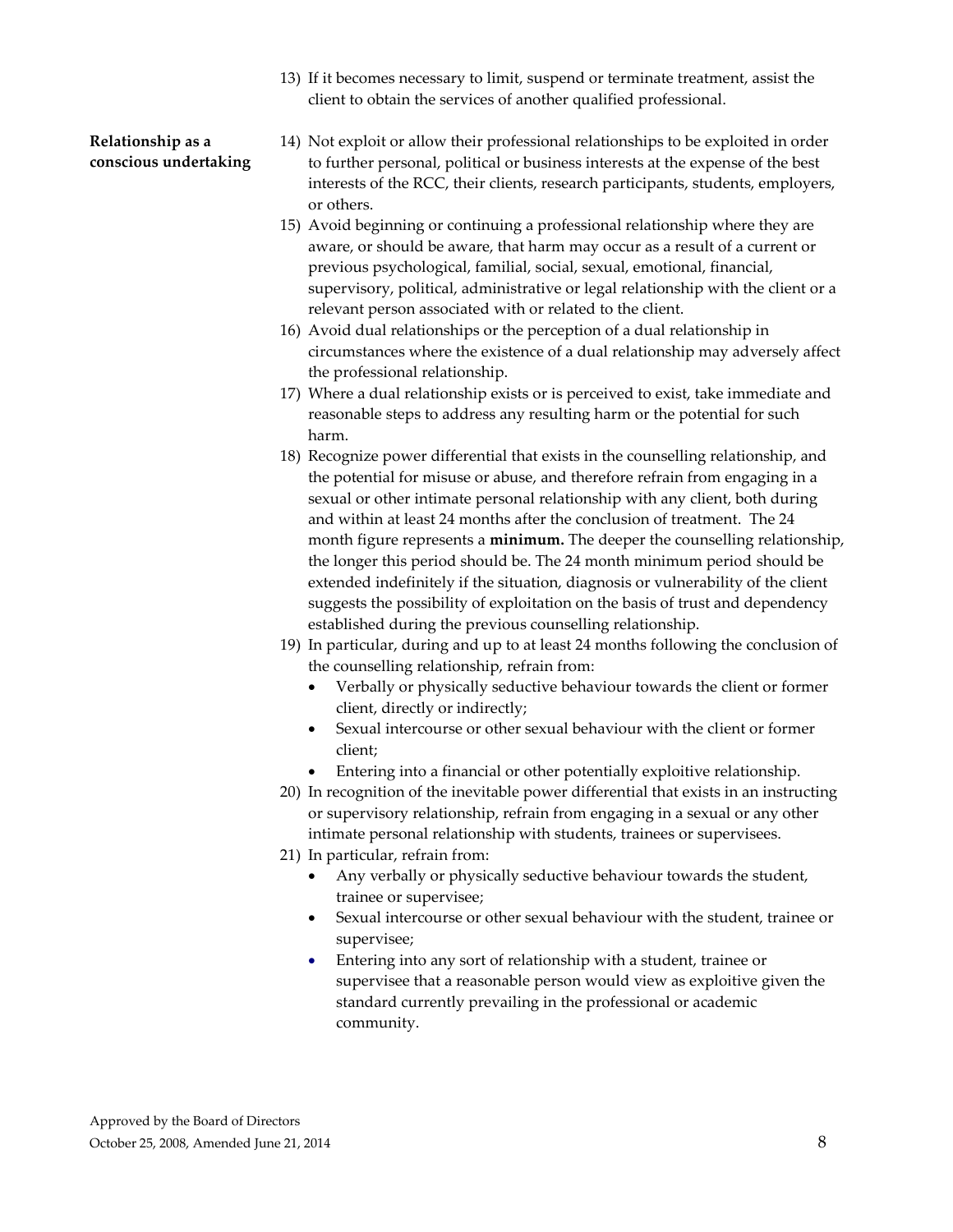13) If it becomes necessary to limit, suspend or terminate treatment, assist the client to obtain the services of another qualified professional.

**Relationship as a conscious undertaking**

14) Not exploit or allow their professional relationships to be exploited in order to further personal, political or business interests at the expense of the best interests of the RCC, their clients, research participants, students, employers, or others.
15) Avoid beginning or continuing a professional relationship where they are aware, or should be aware, that harm may occur as a result of a current or previous psychological, familial, social, sexual, emotional, financial, supervisory, political, administrative or legal relationship with the client or a relevant person associated with or related to the client.
16) Avoid dual relationships or the perception of a dual relationship in circumstances where the existence of a dual relationship may adversely affect the professional relationship.
17) Where a dual relationship exists or is perceived to exist, take immediate and reasonable steps to address any resulting harm or the potential for such harm.
18) Recognize power differential that exists in the counselling relationship, and the potential for misuse or abuse, and therefore refrain from engaging in a sexual or other intimate personal relationship with any client, both during and within at least 24 months after the conclusion of treatment. The 24 month figure represents a **minimum.** The deeper the counselling relationship, the longer this period should be. The 24 month minimum period should be extended indefinitely if the situation, diagnosis or vulnerability of the client suggests the possibility of exploitation on the basis of trust and dependency established during the previous counselling relationship.
19) In particular, during and up to at least 24 months following the conclusion of the counselling relationship, refrain from:
    - Verbally or physically seductive behaviour towards the client or former client, directly or indirectly;
    - Sexual intercourse or other sexual behaviour with the client or former client;
    - Entering into a financial or other potentially exploitive relationship.
20) In recognition of the inevitable power differential that exists in an instructing or supervisory relationship, refrain from engaging in a sexual or any other intimate personal relationship with students, trainees or supervisees.
21) In particular, refrain from:
    - Any verbally or physically seductive behaviour towards the student, trainee or supervisee;
    - Sexual intercourse or other sexual behaviour with the student, trainee or supervisee;
    - Entering into any sort of relationship with a student, trainee or supervisee that a reasonable person would view as exploitive given the standard currently prevailing in the professional or academic community.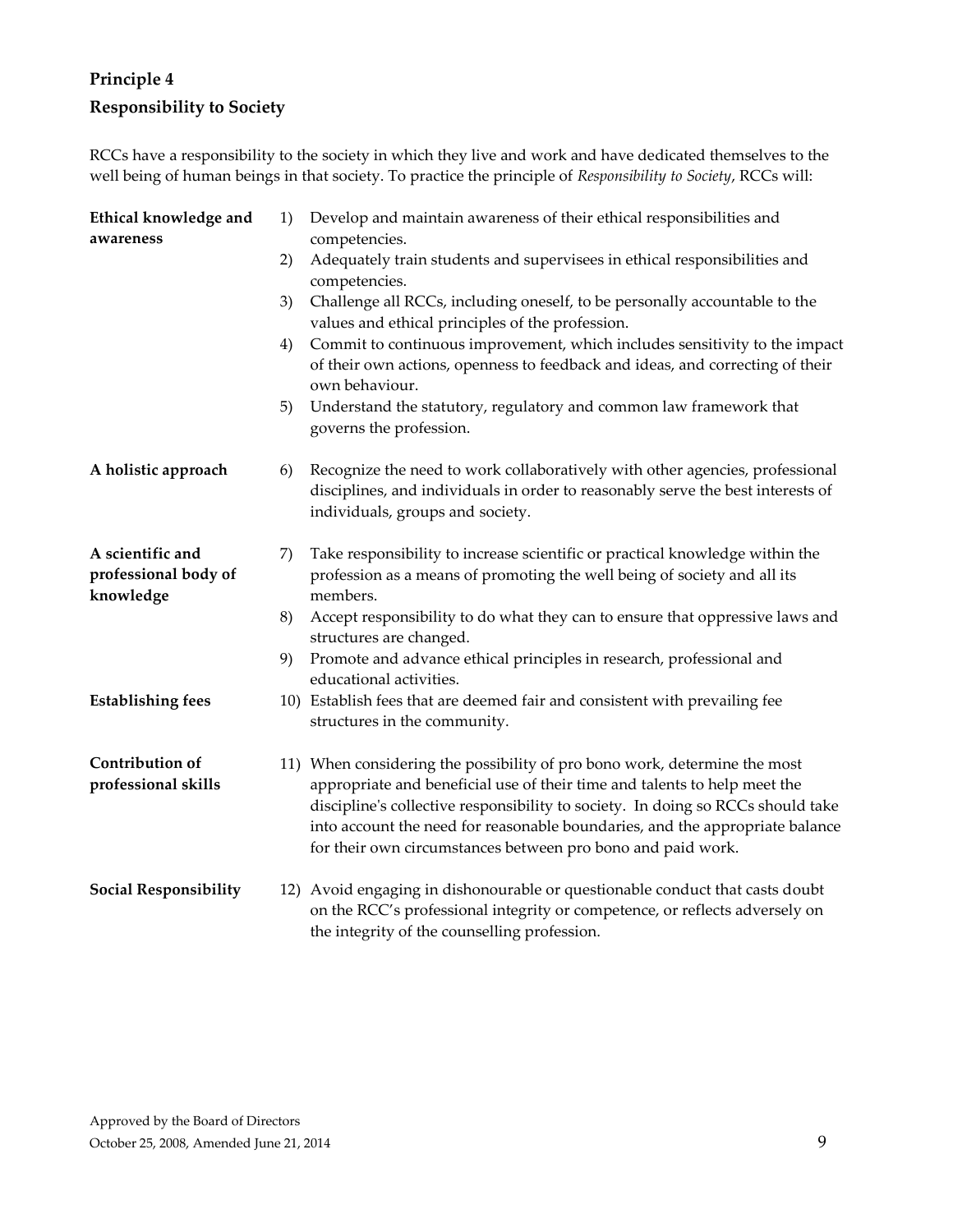## Principle 4

## Responsibility to Society

RCCs have a responsibility to the society in which they live and work and have dedicated themselves to the well being of human beings in that society. To practice the principle of *Responsibility to Society*, RCCs will:

| | |
|---|---|
| **Ethical knowledge and awareness** | 1) Develop and maintain awareness of their ethical responsibilities and competencies.<br>2) Adequately train students and supervisees in ethical responsibilities and competencies.<br>3) Challenge all RCCs, including oneself, to be personally accountable to the values and ethical principles of the profession.<br>4) Commit to continuous improvement, which includes sensitivity to the impact of their own actions, openness to feedback and ideas, and correcting of their own behaviour.<br>5) Understand the statutory, regulatory and common law framework that governs the profession. |
| **A holistic approach** | 6) Recognize the need to work collaboratively with other agencies, professional disciplines, and individuals in order to reasonably serve the best interests of individuals, groups and society. |
| **A scientific and professional body of knowledge** | 7) Take responsibility to increase scientific or practical knowledge within the profession as a means of promoting the well being of society and all its members.<br>8) Accept responsibility to do what they can to ensure that oppressive laws and structures are changed.<br>9) Promote and advance ethical principles in research, professional and educational activities. |
| **Establishing fees** | 10) Establish fees that are deemed fair and consistent with prevailing fee structures in the community. |
| **Contribution of professional skills** | 11) When considering the possibility of pro bono work, determine the most appropriate and beneficial use of their time and talents to help meet the discipline's collective responsibility to society. In doing so RCCs should take into account the need for reasonable boundaries, and the appropriate balance for their own circumstances between pro bono and paid work. |
| **Social Responsibility** | 12) Avoid engaging in dishonourable or questionable conduct that casts doubt on the RCC's professional integrity or competence, or reflects adversely on the integrity of the counselling profession. |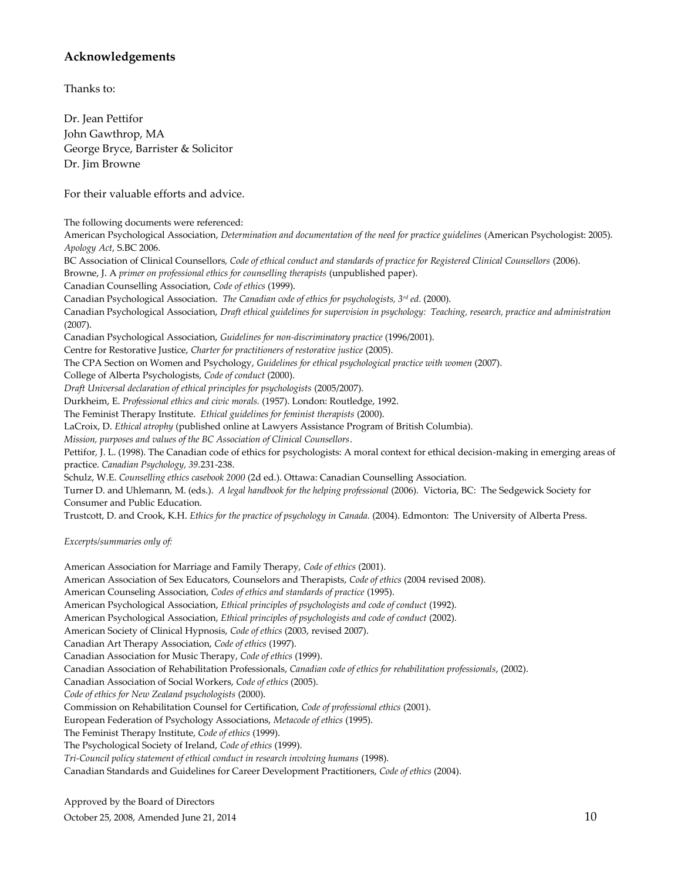## Acknowledgements

Thanks to:

Dr. Jean Pettifor
John Gawthrop, MA
George Bryce, Barrister & Solicitor
Dr. Jim Browne

For their valuable efforts and advice.

The following documents were referenced:
American Psychological Association, *Determination and documentation of the need for practice guidelines* (American Psychologist: 2005).
*Apology Act*, S.BC 2006.
BC Association of Clinical Counsellors, *Code of ethical conduct and standards of practice for Registered Clinical Counsellors* (2006).
Browne, J. A *primer on professional ethics for counselling therapists* (unpublished paper).
Canadian Counselling Association, *Code of ethics* (1999).
Canadian Psychological Association. *The Canadian code of ethics for psychologists, 3rd ed.* (2000).
Canadian Psychological Association, *Draft ethical guidelines for supervision in psychology: Teaching, research, practice and administration* (2007).
Canadian Psychological Association, *Guidelines for non-discriminatory practice* (1996/2001).
Centre for Restorative Justice, *Charter for practitioners of restorative justice* (2005).
The CPA Section on Women and Psychology, *Guidelines for ethical psychological practice with women* (2007).
College of Alberta Psychologists, *Code of conduct* (2000).
*Draft Universal declaration of ethical principles for psychologists* (2005/2007).
Durkheim, E. *Professional ethics and civic morals.* (1957). London: Routledge, 1992.
The Feminist Therapy Institute. *Ethical guidelines for feminist therapists* (2000).
LaCroix, D. *Ethical atrophy* (published online at Lawyers Assistance Program of British Columbia).
*Mission, purposes and values of the BC Association of Clinical Counsellors*.
Pettifor, J. L. (1998). The Canadian code of ethics for psychologists: A moral context for ethical decision-making in emerging areas of practice. *Canadian Psychology, 39*.231-238.
Schulz, W.E. *Counselling ethics casebook 2000* (2d ed.). Ottawa: Canadian Counselling Association.
Turner D. and Uhlemann, M. (eds.). *A legal handbook for the helping professional* (2006). Victoria, BC: The Sedgewick Society for Consumer and Public Education.
Trustcott, D. and Crook, K.H. *Ethics for the practice of psychology in Canada.* (2004). Edmonton: The University of Alberta Press.

*Excerpts/summaries only of:*

American Association for Marriage and Family Therapy, *Code of ethics* (2001).
American Association of Sex Educators, Counselors and Therapists, *Code of ethics* (2004 revised 2008).
American Counseling Association, *Codes of ethics and standards of practice* (1995).
American Psychological Association, *Ethical principles of psychologists and code of conduct* (1992).
American Psychological Association, *Ethical principles of psychologists and code of conduct* (2002).
American Society of Clinical Hypnosis, *Code of ethics* (2003, revised 2007).
Canadian Art Therapy Association, *Code of ethics* (1997).
Canadian Association for Music Therapy, *Code of ethics* (1999).
Canadian Association of Rehabilitation Professionals, *Canadian code of ethics for rehabilitation professionals*, (2002).
Canadian Association of Social Workers, *Code of ethics* (2005).
*Code of ethics for New Zealand psychologists* (2000).
Commission on Rehabilitation Counsel for Certification, *Code of professional ethics* (2001).
European Federation of Psychology Associations, *Metacode of ethics* (1995).
The Feminist Therapy Institute, *Code of ethics* (1999).
The Psychological Society of Ireland, *Code of ethics* (1999).
*Tri-Council policy statement of ethical conduct in research involving humans* (1998).
Canadian Standards and Guidelines for Career Development Practitioners, *Code of ethics* (2004).

Approved by the Board of Directors
October 25, 2008, Amended June 21, 2014